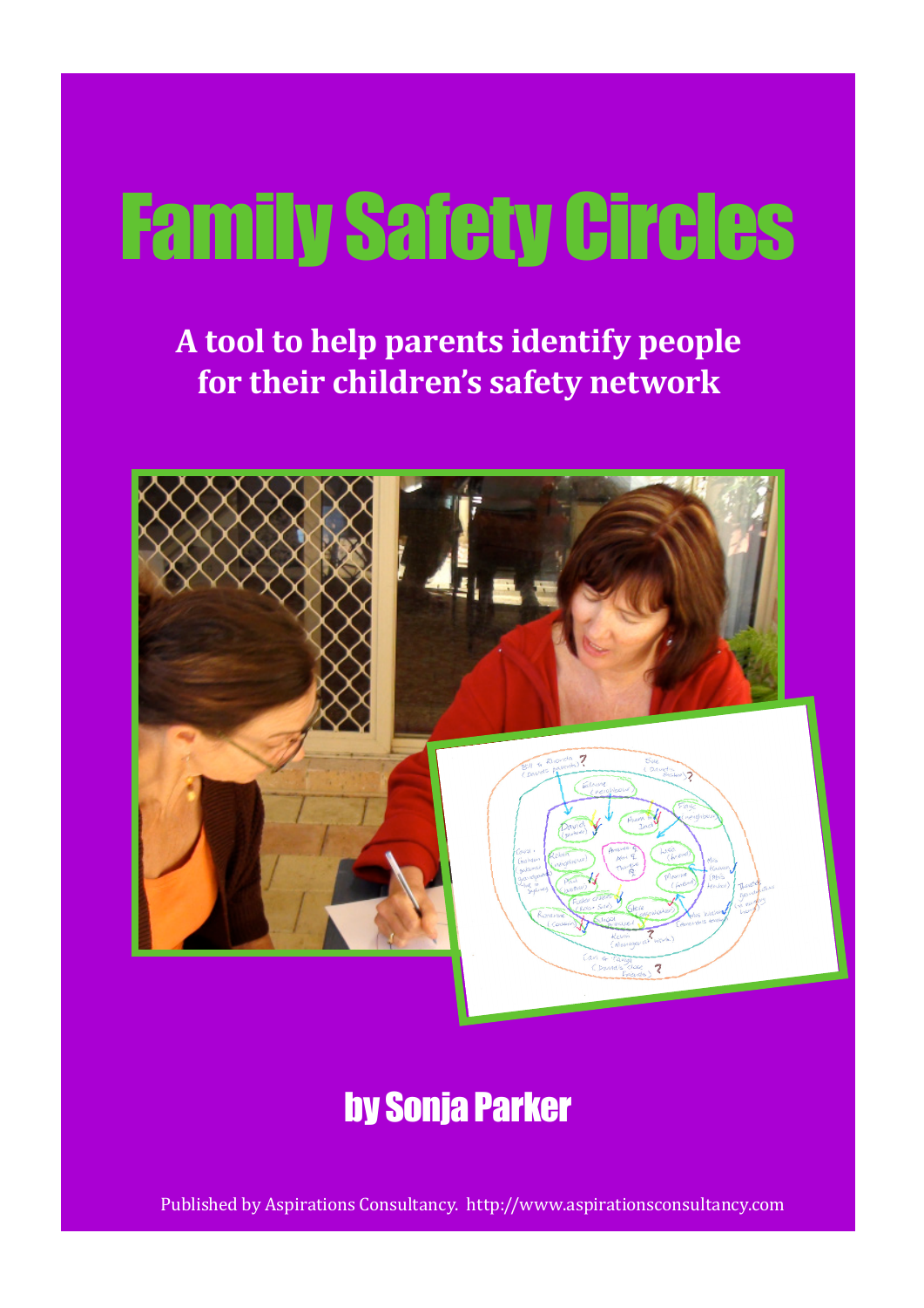# Family Safety Circles

**A tool to help parents identify people for their children's safety network**

## by Sonja Parker

Published by Aspirations Consultancy. http://www.aspirationsconsultancy.com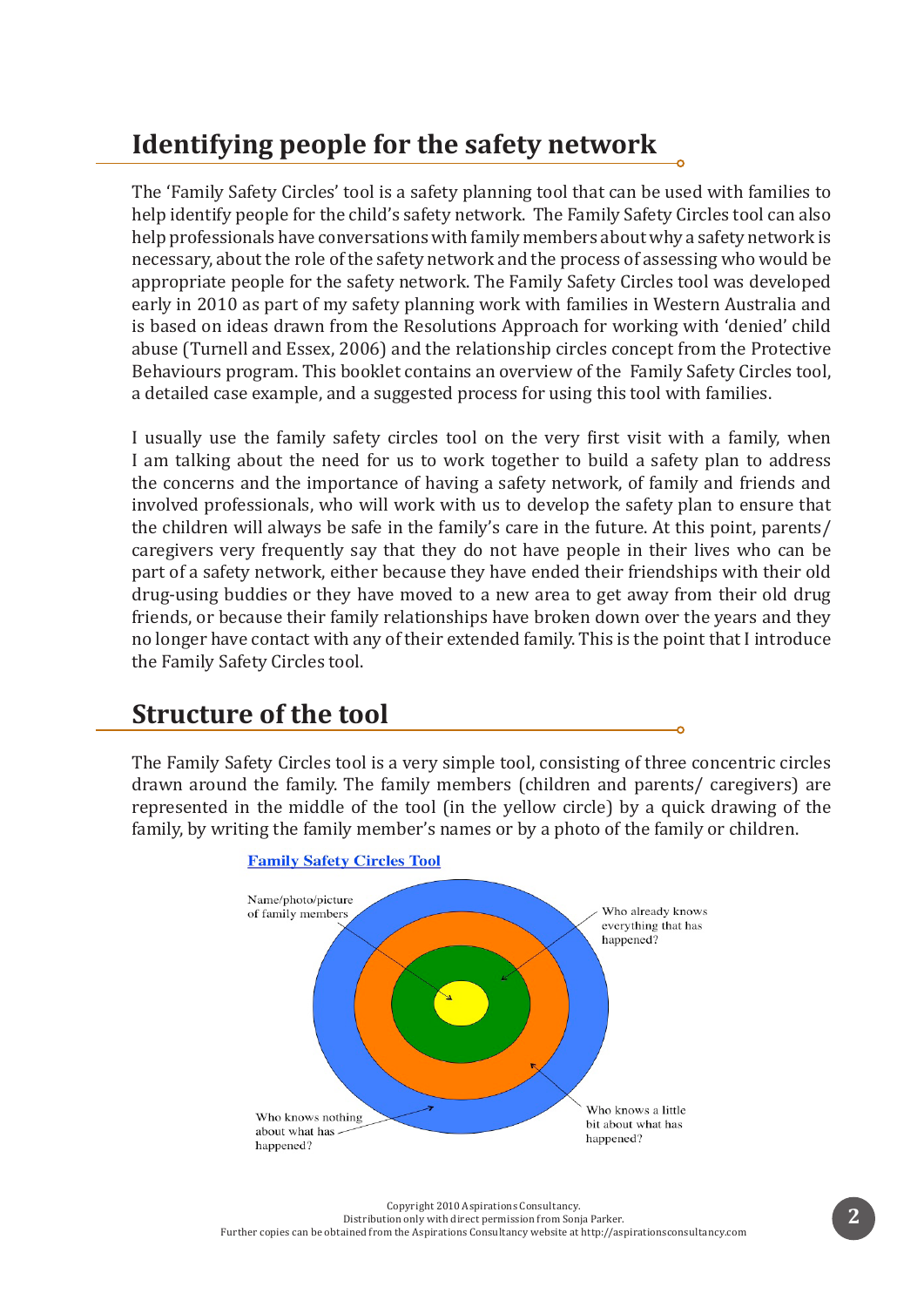## Identifying people for the safety network

The 'Family Safety Circles' tool is a safety planning tool that can be used with families to help identify people for the child's safety network. The Family Safety Circles tool can also help professionals have conversations with family members about why a safety network is necessary, about the role of the safety network and the process of assessing who would be appropriate people for the safety network. The Family Safety Circles tool was developed early in 2010 as part of my safety planning work with families in Western Australia and is based on ideas drawn from the Resolutions Approach for working with 'denied' child abuse (Turnell and Essex, 2006) and the relationship circles concept from the Protective Behaviours program. This booklet contains an overview of the Family Safety Circles tool, a detailed case example, and a suggested process for using this tool with families.

I usually use the family safety circles tool on the very first visit with a family, when I am talking about the need for us to work together to build a safety plan to address the concerns and the importance of having a safety network, of family and friends and involved professionals, who will work with us to develop the safety plan to ensure that the children will always be safe in the family's care in the future. At this point, parents/ caregivers very frequently say that they do not have people in their lives who can be part of a safety network, either because they have ended their friendships with their old drug-using buddies or they have moved to a new area to get away from their old drug friends, or because their family relationships have broken down over the years and they no longer have contact with any of their extended family. This is the point that I introduce the Family Safety Circles tool.

## Structure of the tool

The Family Safety Circles tool is a very simple tool, consisting of three concentric circles drawn around the family. The family members (children and parents/ caregivers) are represented in the middle of the tool (in the yellow circle) by a quick drawing of the family, by writing the family member's names or by a photo of the family or children.

**Family Safety Circles Tool**

Name/photo/picture of family members

Who already knows everything that has happened?

Who knows a little bit about what has happened?

Who knows nothing about what has happened?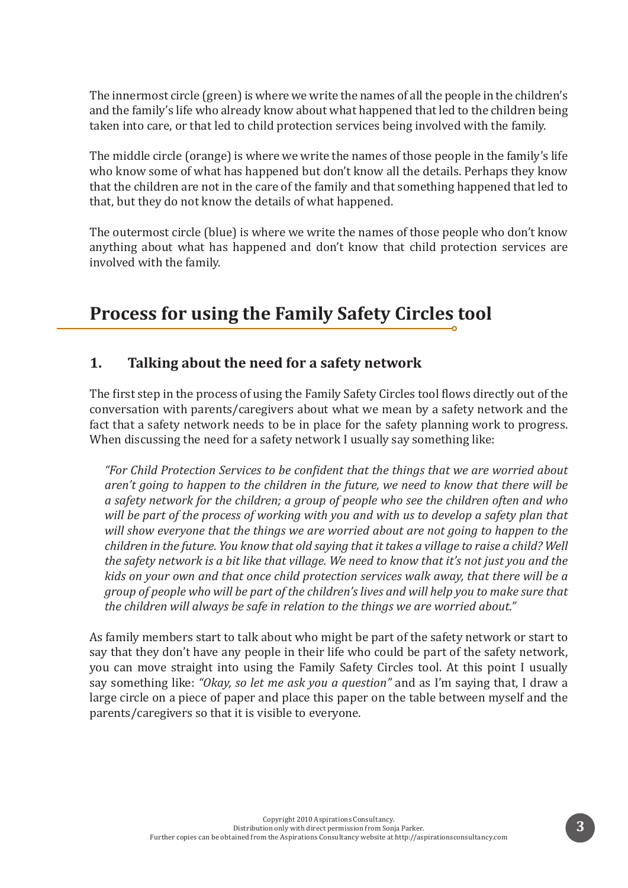The innermost circle (green) is where we write the names of all the people in the children's and the family's life who already know about what happened that led to the children being taken into care, or that led to child protection services being involved with the family.

The middle circle (orange) is where we write the names of those people in the family's life who know some of what has happened but don't know all the details. Perhaps they know that the children are not in the care of the family and that something happened that led to that, but they do not know the details of what happened.

The outermost circle (blue) is where we write the names of those people who don't know anything about what has happened and don't know that child protection services are involved with the family.

## Process for using the Family Safety Circles tool

### 1. Talking about the need for a safety network

The first step in the process of using the Family Safety Circles tool flows directly out of the conversation with parents/caregivers about what we mean by a safety network and the fact that a safety network needs to be in place for the safety planning work to progress. When discussing the need for a safety network I usually say something like:

> *"For Child Protection Services to be confident that the things that we are worried about aren't going to happen to the children in the future, we need to know that there will be a safety network for the children; a group of people who see the children often and who will be part of the process of working with you and with us to develop a safety plan that will show everyone that the things we are worried about are not going to happen to the children in the future. You know that old saying that it takes a village to raise a child? Well the safety network is a bit like that village. We need to know that it's not just you and the kids on your own and that once child protection services walk away, that there will be a group of people who will be part of the children's lives and will help you to make sure that the children will always be safe in relation to the things we are worried about."*

As family members start to talk about who might be part of the safety network or start to say that they don't have any people in their life who could be part of the safety network, you can move straight into using the Family Safety Circles tool. At this point I usually say something like: *"Okay, so let me ask you a question"* and as I'm saying that, I draw a large circle on a piece of paper and place this paper on the table between myself and the parents/caregivers so that it is visible to everyone.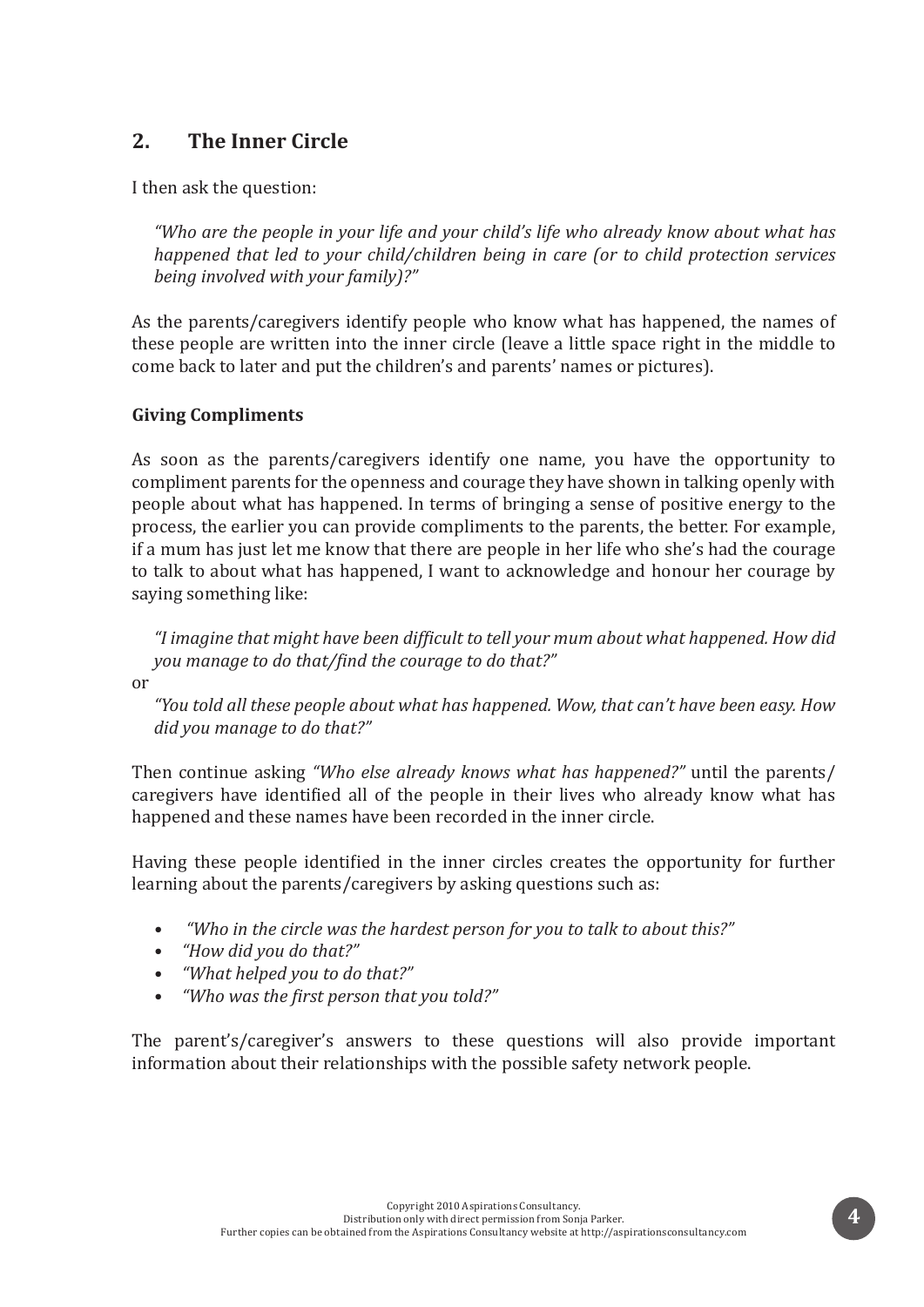## 2. The Inner Circle

I then ask the question:

> *"Who are the people in your life and your child's life who already know about what has happened that led to your child/children being in care (or to child protection services being involved with your family)?"*

As the parents/caregivers identify people who know what has happened, the names of these people are written into the inner circle (leave a little space right in the middle to come back to later and put the children's and parents' names or pictures).

### Giving Compliments

As soon as the parents/caregivers identify one name, you have the opportunity to compliment parents for the openness and courage they have shown in talking openly with people about what has happened. In terms of bringing a sense of positive energy to the process, the earlier you can provide compliments to the parents, the better. For example, if a mum has just let me know that there are people in her life who she's had the courage to talk to about what has happened, I want to acknowledge and honour her courage by saying something like:

> *"I imagine that might have been difficult to tell your mum about what happened. How did you manage to do that/find the courage to do that?"*

or

> *"You told all these people about what has happened. Wow, that can't have been easy. How did you manage to do that?"*

Then continue asking *"Who else already knows what has happened?"* until the parents/ caregivers have identified all of the people in their lives who already know what has happened and these names have been recorded in the inner circle.

Having these people identified in the inner circles creates the opportunity for further learning about the parents/caregivers by asking questions such as:

- *"Who in the circle was the hardest person for you to talk to about this?"*
- *"How did you do that?"*
- *"What helped you to do that?"*
- *"Who was the first person that you told?"*

The parent's/caregiver's answers to these questions will also provide important information about their relationships with the possible safety network people.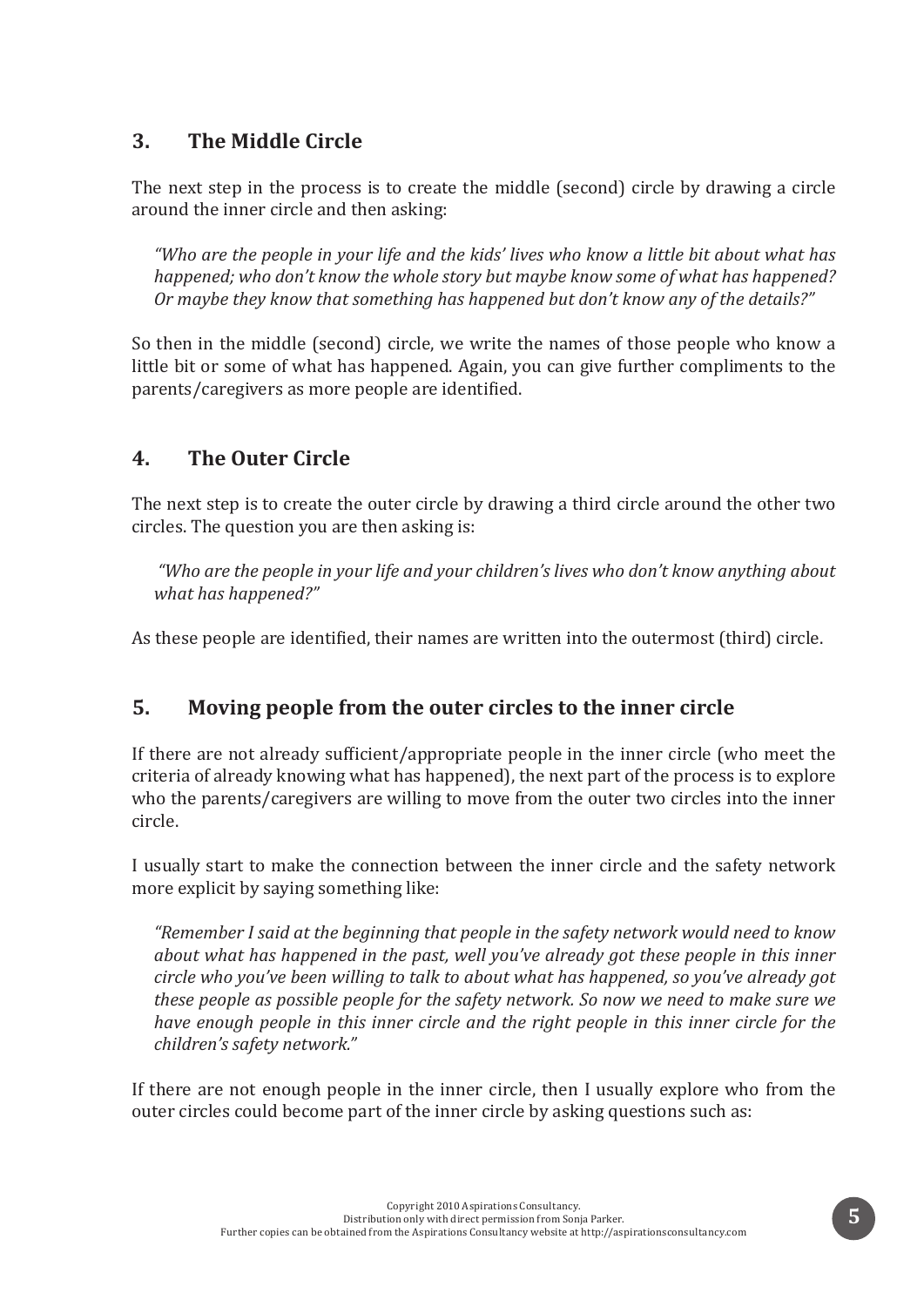## 3. The Middle Circle

The next step in the process is to create the middle (second) circle by drawing a circle around the inner circle and then asking:

> *"Who are the people in your life and the kids' lives who know a little bit about what has happened; who don't know the whole story but maybe know some of what has happened? Or maybe they know that something has happened but don't know any of the details?"*

So then in the middle (second) circle, we write the names of those people who know a little bit or some of what has happened. Again, you can give further compliments to the parents/caregivers as more people are identified.

## 4. The Outer Circle

The next step is to create the outer circle by drawing a third circle around the other two circles. The question you are then asking is:

> *"Who are the people in your life and your children's lives who don't know anything about what has happened?"*

As these people are identified, their names are written into the outermost (third) circle.

## 5. Moving people from the outer circles to the inner circle

If there are not already sufficient/appropriate people in the inner circle (who meet the criteria of already knowing what has happened), the next part of the process is to explore who the parents/caregivers are willing to move from the outer two circles into the inner circle.

I usually start to make the connection between the inner circle and the safety network more explicit by saying something like:

> *"Remember I said at the beginning that people in the safety network would need to know about what has happened in the past, well you've already got these people in this inner circle who you've been willing to talk to about what has happened, so you've already got these people as possible people for the safety network. So now we need to make sure we have enough people in this inner circle and the right people in this inner circle for the children's safety network."*

If there are not enough people in the inner circle, then I usually explore who from the outer circles could become part of the inner circle by asking questions such as: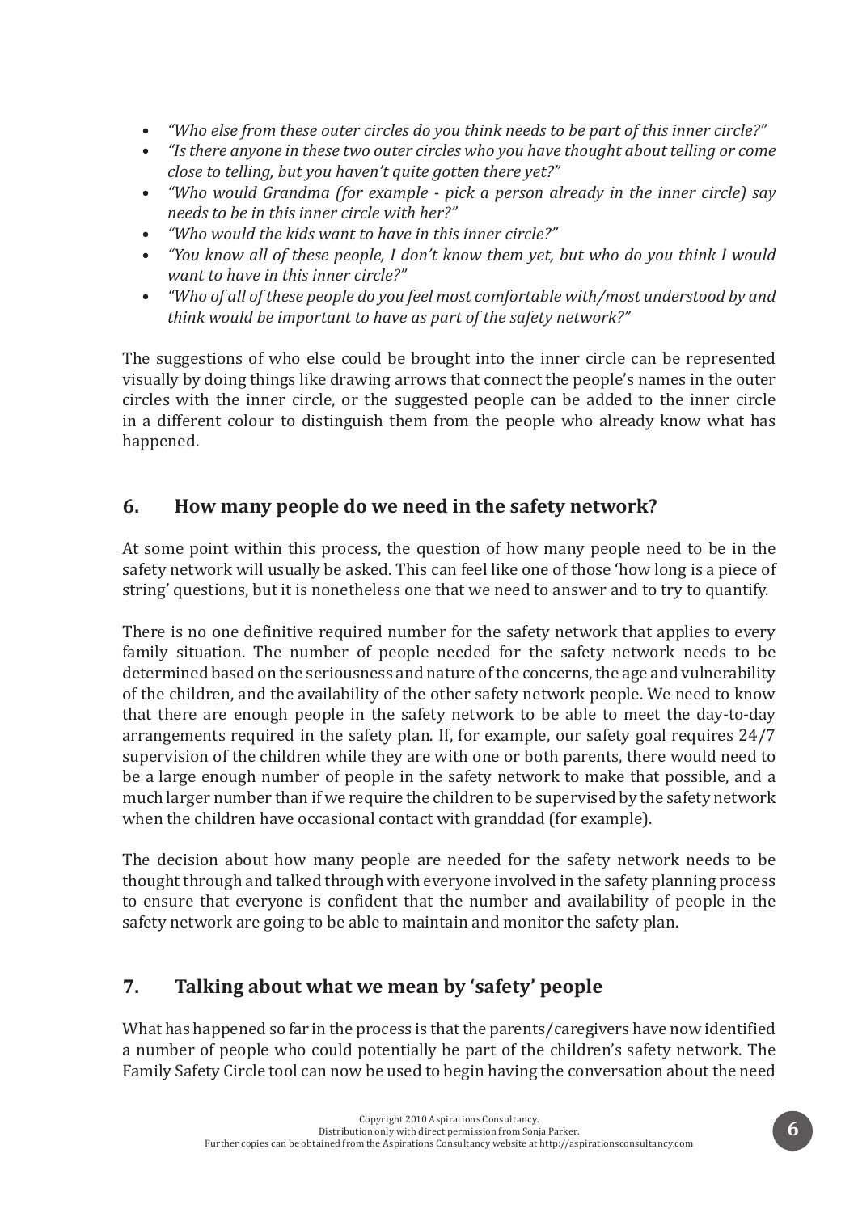- *"Who else from these outer circles do you think needs to be part of this inner circle?"*
- *"Is there anyone in these two outer circles who you have thought about telling or come close to telling, but you haven't quite gotten there yet?"*
- *"Who would Grandma (for example - pick a person already in the inner circle) say needs to be in this inner circle with her?"*
- *"Who would the kids want to have in this inner circle?"*
- *"You know all of these people, I don't know them yet, but who do you think I would want to have in this inner circle?"*
- *"Who of all of these people do you feel most comfortable with/most understood by and think would be important to have as part of the safety network?"*

The suggestions of who else could be brought into the inner circle can be represented visually by doing things like drawing arrows that connect the people's names in the outer circles with the inner circle, or the suggested people can be added to the inner circle in a different colour to distinguish them from the people who already know what has happened.

## 6. How many people do we need in the safety network?

At some point within this process, the question of how many people need to be in the safety network will usually be asked. This can feel like one of those 'how long is a piece of string' questions, but it is nonetheless one that we need to answer and to try to quantify.

There is no one definitive required number for the safety network that applies to every family situation. The number of people needed for the safety network needs to be determined based on the seriousness and nature of the concerns, the age and vulnerability of the children, and the availability of the other safety network people. We need to know that there are enough people in the safety network to be able to meet the day-to-day arrangements required in the safety plan. If, for example, our safety goal requires 24/7 supervision of the children while they are with one or both parents, there would need to be a large enough number of people in the safety network to make that possible, and a much larger number than if we require the children to be supervised by the safety network when the children have occasional contact with granddad (for example).

The decision about how many people are needed for the safety network needs to be thought through and talked through with everyone involved in the safety planning process to ensure that everyone is confident that the number and availability of people in the safety network are going to be able to maintain and monitor the safety plan.

## 7. Talking about what we mean by 'safety' people

What has happened so far in the process is that the parents/caregivers have now identified a number of people who could potentially be part of the children's safety network. The Family Safety Circle tool can now be used to begin having the conversation about the need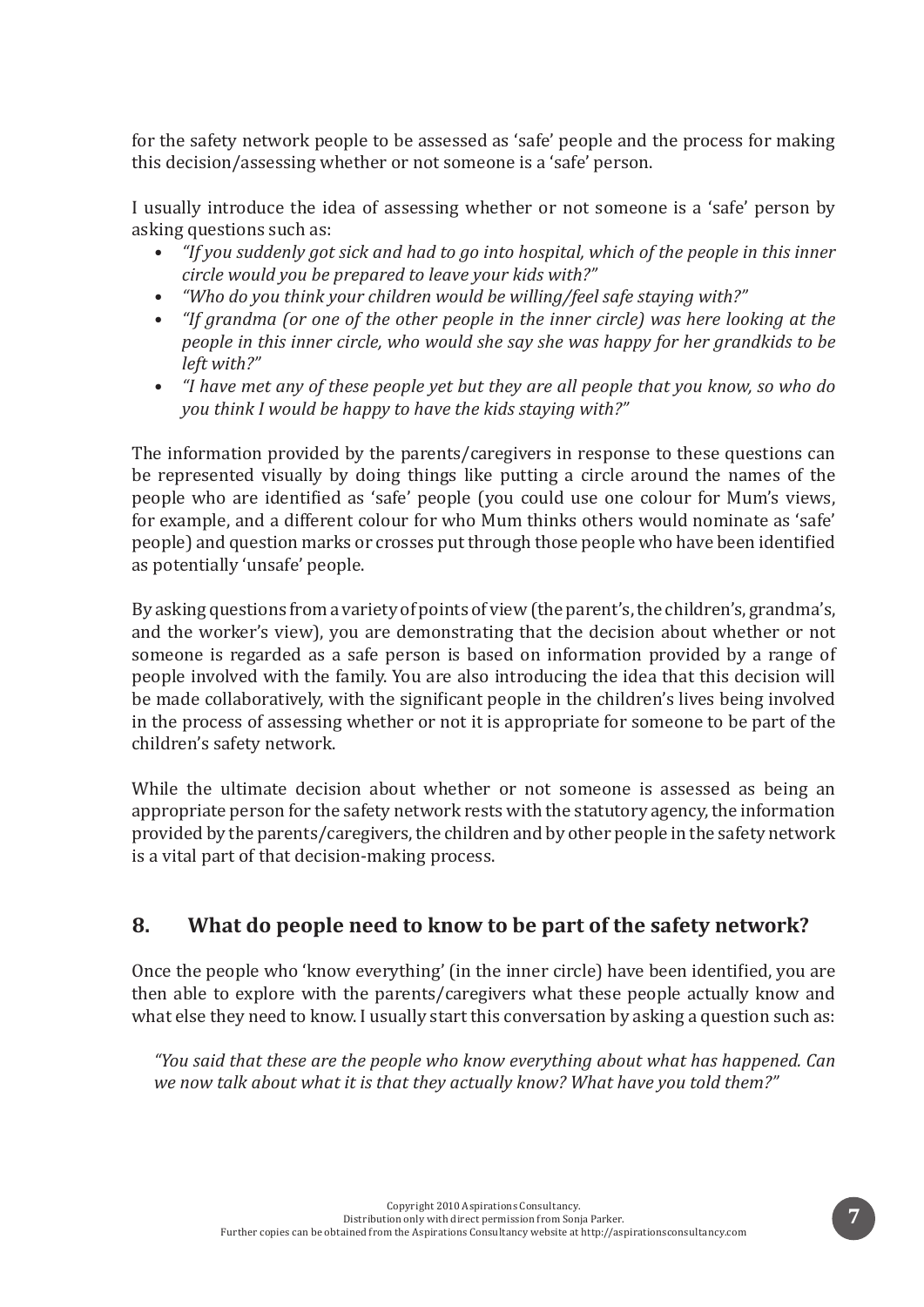for the safety network people to be assessed as 'safe' people and the process for making this decision/assessing whether or not someone is a 'safe' person.

I usually introduce the idea of assessing whether or not someone is a 'safe' person by asking questions such as:

- *"If you suddenly got sick and had to go into hospital, which of the people in this inner circle would you be prepared to leave your kids with?"*
- *"Who do you think your children would be willing/feel safe staying with?"*
- *"If grandma (or one of the other people in the inner circle) was here looking at the people in this inner circle, who would she say she was happy for her grandkids to be left with?"*
- *"I have met any of these people yet but they are all people that you know, so who do you think I would be happy to have the kids staying with?"*

The information provided by the parents/caregivers in response to these questions can be represented visually by doing things like putting a circle around the names of the people who are identified as 'safe' people (you could use one colour for Mum's views, for example, and a different colour for who Mum thinks others would nominate as 'safe' people) and question marks or crosses put through those people who have been identified as potentially 'unsafe' people.

By asking questions from a variety of points of view (the parent's, the children's, grandma's, and the worker's view), you are demonstrating that the decision about whether or not someone is regarded as a safe person is based on information provided by a range of people involved with the family. You are also introducing the idea that this decision will be made collaboratively, with the significant people in the children's lives being involved in the process of assessing whether or not it is appropriate for someone to be part of the children's safety network.

While the ultimate decision about whether or not someone is assessed as being an appropriate person for the safety network rests with the statutory agency, the information provided by the parents/caregivers, the children and by other people in the safety network is a vital part of that decision-making process.

## 8. What do people need to know to be part of the safety network?

Once the people who 'know everything' (in the inner circle) have been identified, you are then able to explore with the parents/caregivers what these people actually know and what else they need to know. I usually start this conversation by asking a question such as:

> *"You said that these are the people who know everything about what has happened. Can we now talk about what it is that they actually know? What have you told them?"*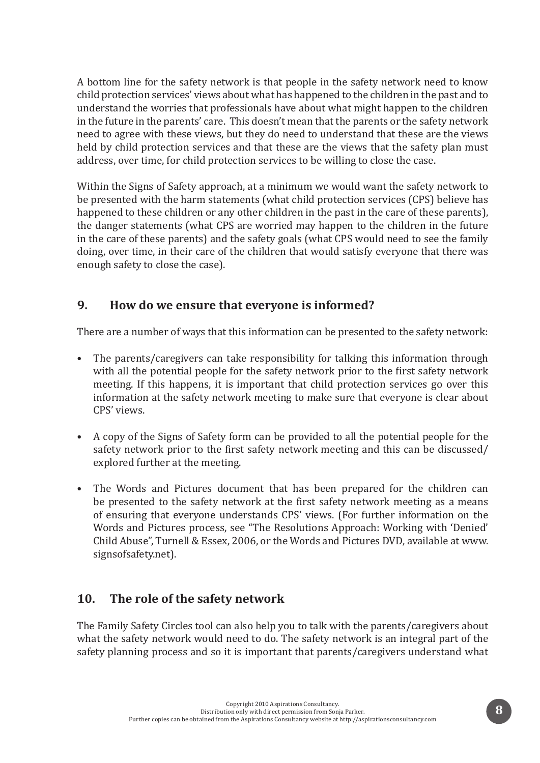A bottom line for the safety network is that people in the safety network need to know child protection services' views about what has happened to the children in the past and to understand the worries that professionals have about what might happen to the children in the future in the parents' care. This doesn't mean that the parents or the safety network need to agree with these views, but they do need to understand that these are the views held by child protection services and that these are the views that the safety plan must address, over time, for child protection services to be willing to close the case.

Within the Signs of Safety approach, at a minimum we would want the safety network to be presented with the harm statements (what child protection services (CPS) believe has happened to these children or any other children in the past in the care of these parents), the danger statements (what CPS are worried may happen to the children in the future in the care of these parents) and the safety goals (what CPS would need to see the family doing, over time, in their care of the children that would satisfy everyone that there was enough safety to close the case).

## 9. How do we ensure that everyone is informed?

There are a number of ways that this information can be presented to the safety network:

- The parents/caregivers can take responsibility for talking this information through with all the potential people for the safety network prior to the first safety network meeting. If this happens, it is important that child protection services go over this information at the safety network meeting to make sure that everyone is clear about CPS' views.
- A copy of the Signs of Safety form can be provided to all the potential people for the safety network prior to the first safety network meeting and this can be discussed/ explored further at the meeting.
- The Words and Pictures document that has been prepared for the children can be presented to the safety network at the first safety network meeting as a means of ensuring that everyone understands CPS' views. (For further information on the Words and Pictures process, see "The Resolutions Approach: Working with 'Denied' Child Abuse", Turnell & Essex, 2006, or the Words and Pictures DVD, available at www.signsofsafety.net).

## 10. The role of the safety network

The Family Safety Circles tool can also help you to talk with the parents/caregivers about what the safety network would need to do. The safety network is an integral part of the safety planning process and so it is important that parents/caregivers understand what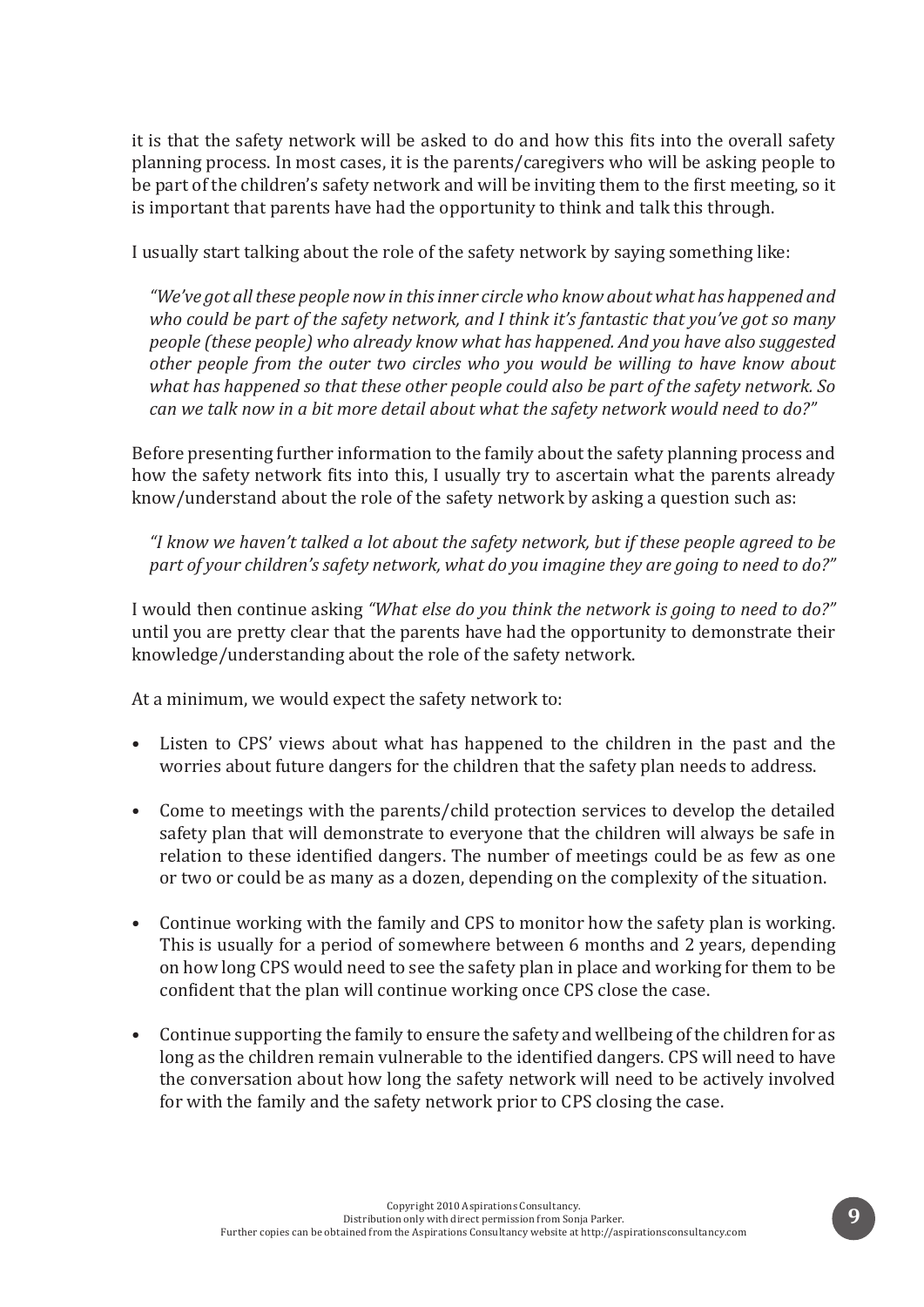it is that the safety network will be asked to do and how this fits into the overall safety planning process. In most cases, it is the parents/caregivers who will be asking people to be part of the children's safety network and will be inviting them to the first meeting, so it is important that parents have had the opportunity to think and talk this through.

I usually start talking about the role of the safety network by saying something like:

> *"We've got all these people now in this inner circle who know about what has happened and who could be part of the safety network, and I think it's fantastic that you've got so many people (these people) who already know what has happened. And you have also suggested other people from the outer two circles who you would be willing to have know about what has happened so that these other people could also be part of the safety network. So can we talk now in a bit more detail about what the safety network would need to do?"*

Before presenting further information to the family about the safety planning process and how the safety network fits into this, I usually try to ascertain what the parents already know/understand about the role of the safety network by asking a question such as:

> *"I know we haven't talked a lot about the safety network, but if these people agreed to be part of your children's safety network, what do you imagine they are going to need to do?"*

I would then continue asking *"What else do you think the network is going to need to do?"* until you are pretty clear that the parents have had the opportunity to demonstrate their knowledge/understanding about the role of the safety network.

At a minimum, we would expect the safety network to:

- Listen to CPS' views about what has happened to the children in the past and the worries about future dangers for the children that the safety plan needs to address.

- Come to meetings with the parents/child protection services to develop the detailed safety plan that will demonstrate to everyone that the children will always be safe in relation to these identified dangers. The number of meetings could be as few as one or two or could be as many as a dozen, depending on the complexity of the situation.

- Continue working with the family and CPS to monitor how the safety plan is working. This is usually for a period of somewhere between 6 months and 2 years, depending on how long CPS would need to see the safety plan in place and working for them to be confident that the plan will continue working once CPS close the case.

- Continue supporting the family to ensure the safety and wellbeing of the children for as long as the children remain vulnerable to the identified dangers. CPS will need to have the conversation about how long the safety network will need to be actively involved for with the family and the safety network prior to CPS closing the case.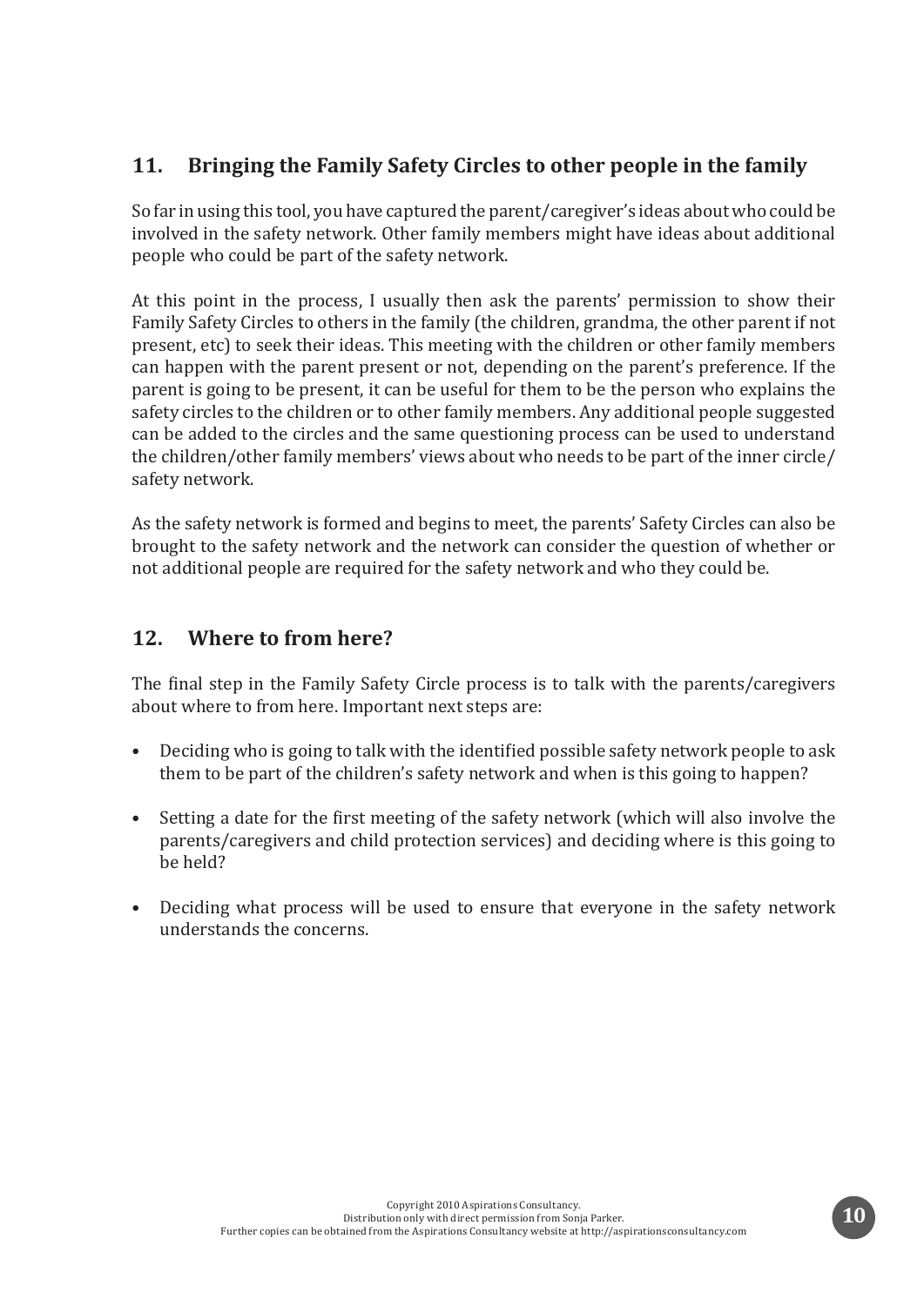## 11. Bringing the Family Safety Circles to other people in the family

So far in using this tool, you have captured the parent/caregiver's ideas about who could be involved in the safety network. Other family members might have ideas about additional people who could be part of the safety network.

At this point in the process, I usually then ask the parents' permission to show their Family Safety Circles to others in the family (the children, grandma, the other parent if not present, etc) to seek their ideas. This meeting with the children or other family members can happen with the parent present or not, depending on the parent's preference. If the parent is going to be present, it can be useful for them to be the person who explains the safety circles to the children or to other family members. Any additional people suggested can be added to the circles and the same questioning process can be used to understand the children/other family members' views about who needs to be part of the inner circle/ safety network.

As the safety network is formed and begins to meet, the parents' Safety Circles can also be brought to the safety network and the network can consider the question of whether or not additional people are required for the safety network and who they could be.

## 12. Where to from here?

The final step in the Family Safety Circle process is to talk with the parents/caregivers about where to from here. Important next steps are:

- Deciding who is going to talk with the identified possible safety network people to ask them to be part of the children's safety network and when is this going to happen?
- Setting a date for the first meeting of the safety network (which will also involve the parents/caregivers and child protection services) and deciding where is this going to be held?
- Deciding what process will be used to ensure that everyone in the safety network understands the concerns.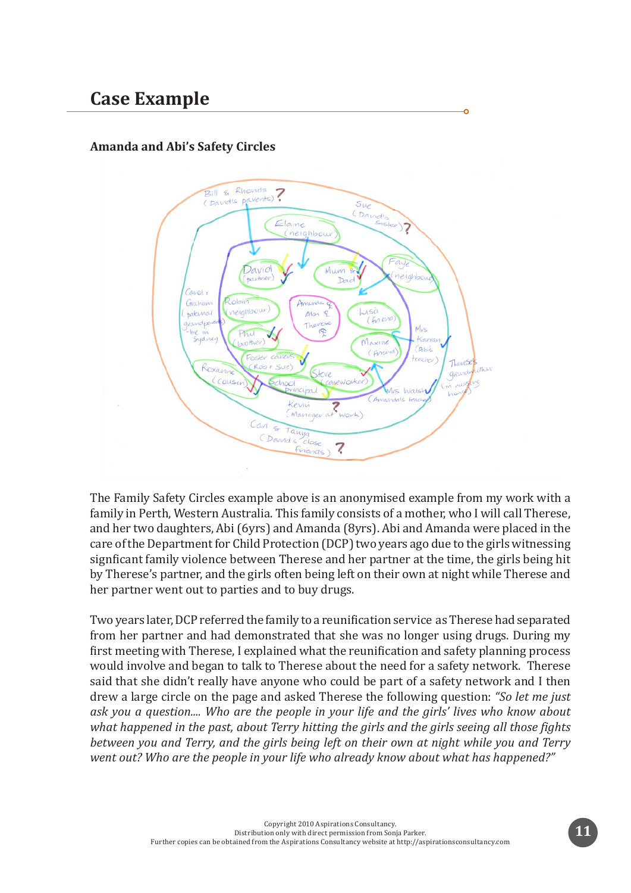# Case Example

### Amanda and Abi's Safety Circles

The Family Safety Circles example above is an anonymised example from my work with a family in Perth, Western Australia. This family consists of a mother, who I will call Therese, and her two daughters, Abi (6yrs) and Amanda (8yrs). Abi and Amanda were placed in the care of the Department for Child Protection (DCP) two years ago due to the girls witnessing signficant family violence between Therese and her partner at the time, the girls being hit by Therese's partner, and the girls often being left on their own at night while Therese and her partner went out to parties and to buy drugs.

Two years later, DCP referred the family to a reunification service as Therese had separated from her partner and had demonstrated that she was no longer using drugs. During my first meeting with Therese, I explained what the reunification and safety planning process would involve and began to talk to Therese about the need for a safety network. Therese said that she didn't really have anyone who could be part of a safety network and I then drew a large circle on the page and asked Therese the following question: *"So let me just ask you a question.... Who are the people in your life and the girls' lives who know about what happened in the past, about Terry hitting the girls and the girls seeing all those fights between you and Terry, and the girls being left on their own at night while you and Terry went out? Who are the people in your life who already know about what has happened?"*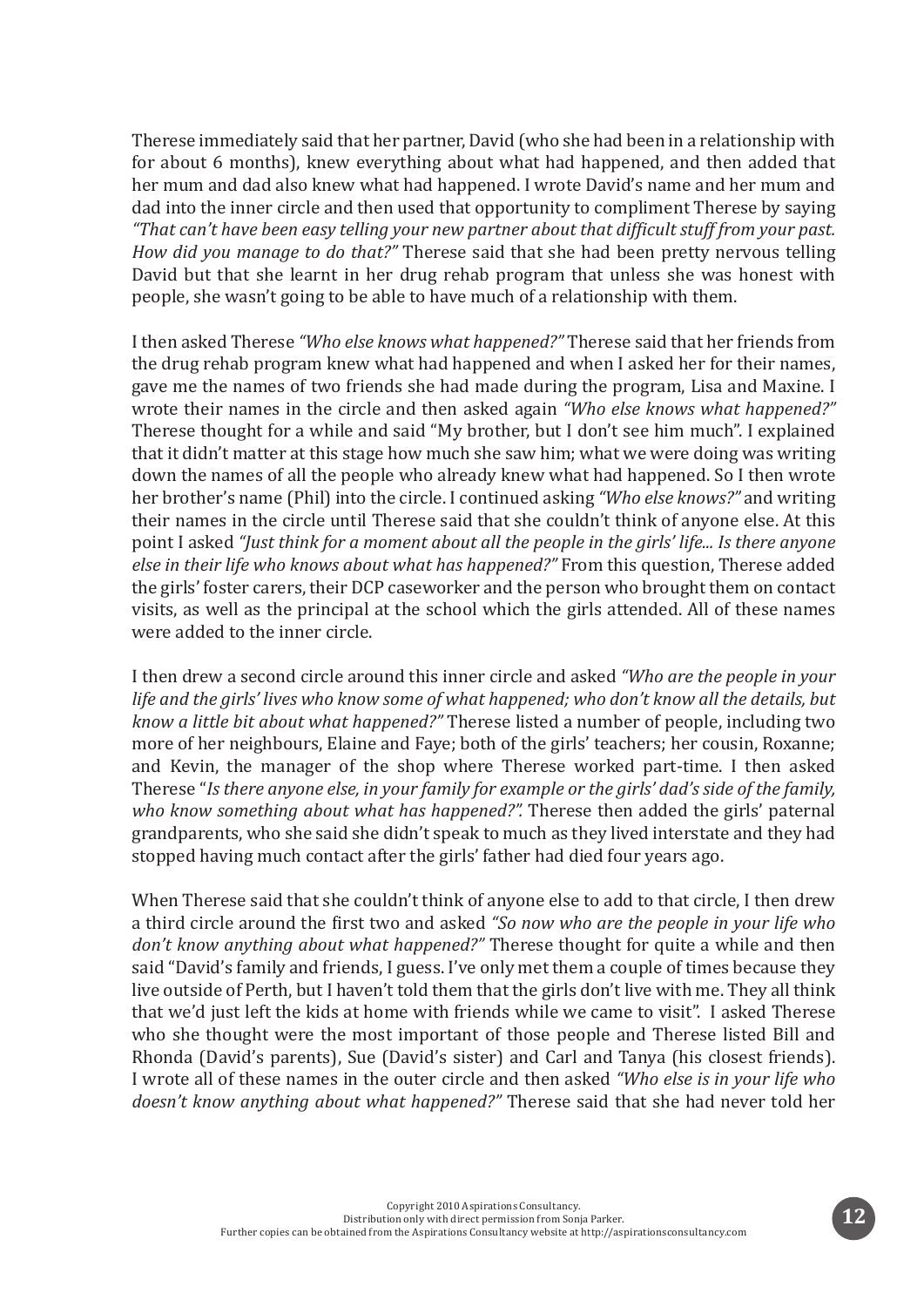Therese immediately said that her partner, David (who she had been in a relationship with for about 6 months), knew everything about what had happened, and then added that her mum and dad also knew what had happened. I wrote David's name and her mum and dad into the inner circle and then used that opportunity to compliment Therese by saying *"That can't have been easy telling your new partner about that difficult stuff from your past. How did you manage to do that?"* Therese said that she had been pretty nervous telling David but that she learnt in her drug rehab program that unless she was honest with people, she wasn't going to be able to have much of a relationship with them.

I then asked Therese *"Who else knows what happened?"* Therese said that her friends from the drug rehab program knew what had happened and when I asked her for their names, gave me the names of two friends she had made during the program, Lisa and Maxine. I wrote their names in the circle and then asked again *"Who else knows what happened?"* Therese thought for a while and said "My brother, but I don't see him much". I explained that it didn't matter at this stage how much she saw him; what we were doing was writing down the names of all the people who already knew what had happened. So I then wrote her brother's name (Phil) into the circle. I continued asking *"Who else knows?"* and writing their names in the circle until Therese said that she couldn't think of anyone else. At this point I asked *"Just think for a moment about all the people in the girls' life... Is there anyone else in their life who knows about what has happened?"* From this question, Therese added the girls' foster carers, their DCP caseworker and the person who brought them on contact visits, as well as the principal at the school which the girls attended. All of these names were added to the inner circle.

I then drew a second circle around this inner circle and asked *"Who are the people in your life and the girls' lives who know some of what happened; who don't know all the details, but know a little bit about what happened?"* Therese listed a number of people, including two more of her neighbours, Elaine and Faye; both of the girls' teachers; her cousin, Roxanne; and Kevin, the manager of the shop where Therese worked part-time. I then asked Therese "*Is there anyone else, in your family for example or the girls' dad's side of the family, who know something about what has happened?".* Therese then added the girls' paternal grandparents, who she said she didn't speak to much as they lived interstate and they had stopped having much contact after the girls' father had died four years ago.

When Therese said that she couldn't think of anyone else to add to that circle, I then drew a third circle around the first two and asked *"So now who are the people in your life who don't know anything about what happened?"* Therese thought for quite a while and then said "David's family and friends, I guess. I've only met them a couple of times because they live outside of Perth, but I haven't told them that the girls don't live with me. They all think that we'd just left the kids at home with friends while we came to visit". I asked Therese who she thought were the most important of those people and Therese listed Bill and Rhonda (David's parents), Sue (David's sister) and Carl and Tanya (his closest friends). I wrote all of these names in the outer circle and then asked *"Who else is in your life who doesn't know anything about what happened?"* Therese said that she had never told her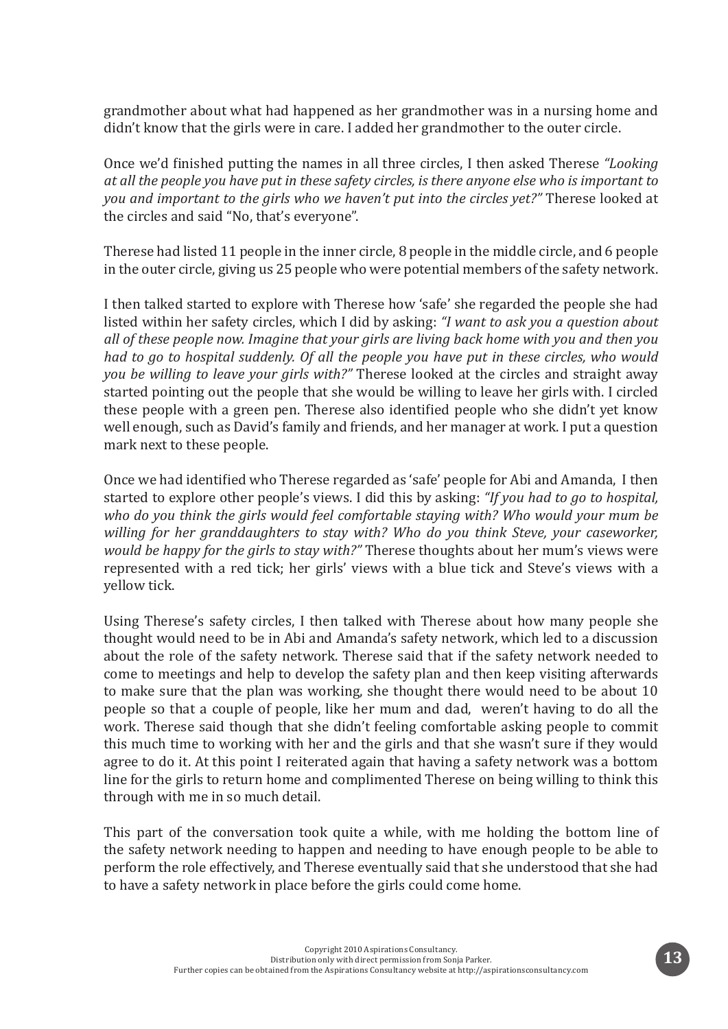grandmother about what had happened as her grandmother was in a nursing home and didn't know that the girls were in care. I added her grandmother to the outer circle.

Once we'd finished putting the names in all three circles, I then asked Therese *"Looking at all the people you have put in these safety circles, is there anyone else who is important to you and important to the girls who we haven't put into the circles yet?"* Therese looked at the circles and said "No, that's everyone".

Therese had listed 11 people in the inner circle, 8 people in the middle circle, and 6 people in the outer circle, giving us 25 people who were potential members of the safety network.

I then talked started to explore with Therese how 'safe' she regarded the people she had listed within her safety circles, which I did by asking: *"I want to ask you a question about all of these people now. Imagine that your girls are living back home with you and then you had to go to hospital suddenly. Of all the people you have put in these circles, who would you be willing to leave your girls with?"* Therese looked at the circles and straight away started pointing out the people that she would be willing to leave her girls with. I circled these people with a green pen. Therese also identified people who she didn't yet know well enough, such as David's family and friends, and her manager at work. I put a question mark next to these people.

Once we had identified who Therese regarded as 'safe' people for Abi and Amanda, I then started to explore other people's views. I did this by asking: *"If you had to go to hospital, who do you think the girls would feel comfortable staying with? Who would your mum be willing for her granddaughters to stay with? Who do you think Steve, your caseworker, would be happy for the girls to stay with?"* Therese thoughts about her mum's views were represented with a red tick; her girls' views with a blue tick and Steve's views with a yellow tick.

Using Therese's safety circles, I then talked with Therese about how many people she thought would need to be in Abi and Amanda's safety network, which led to a discussion about the role of the safety network. Therese said that if the safety network needed to come to meetings and help to develop the safety plan and then keep visiting afterwards to make sure that the plan was working, she thought there would need to be about 10 people so that a couple of people, like her mum and dad, weren't having to do all the work. Therese said though that she didn't feeling comfortable asking people to commit this much time to working with her and the girls and that she wasn't sure if they would agree to do it. At this point I reiterated again that having a safety network was a bottom line for the girls to return home and complimented Therese on being willing to think this through with me in so much detail.

This part of the conversation took quite a while, with me holding the bottom line of the safety network needing to happen and needing to have enough people to be able to perform the role effectively, and Therese eventually said that she understood that she had to have a safety network in place before the girls could come home.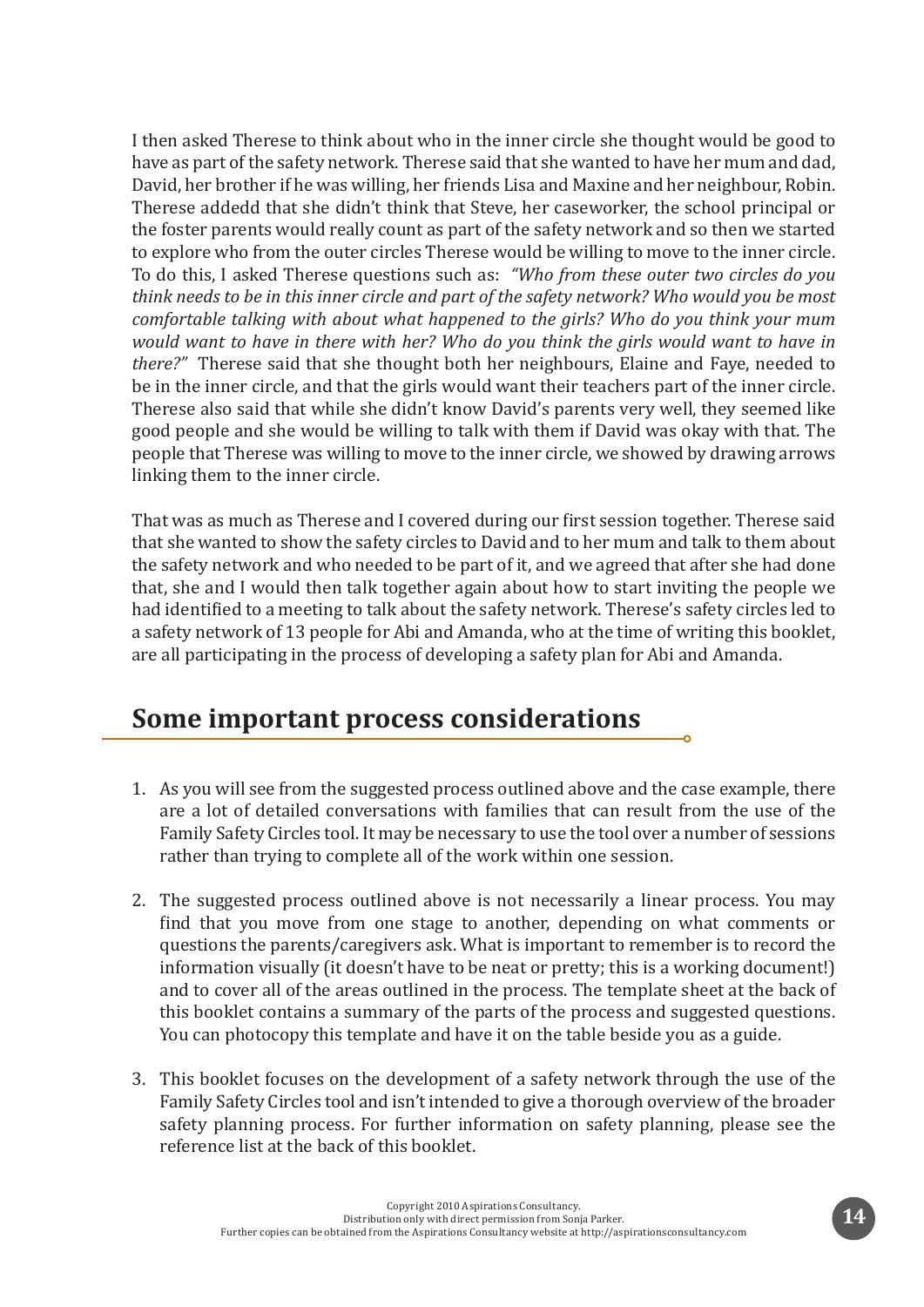I then asked Therese to think about who in the inner circle she thought would be good to have as part of the safety network. Therese said that she wanted to have her mum and dad, David, her brother if he was willing, her friends Lisa and Maxine and her neighbour, Robin. Therese addedd that she didn't think that Steve, her caseworker, the school principal or the foster parents would really count as part of the safety network and so then we started to explore who from the outer circles Therese would be willing to move to the inner circle. To do this, I asked Therese questions such as: *"Who from these outer two circles do you think needs to be in this inner circle and part of the safety network? Who would you be most comfortable talking with about what happened to the girls? Who do you think your mum would want to have in there with her? Who do you think the girls would want to have in there?"* Therese said that she thought both her neighbours, Elaine and Faye, needed to be in the inner circle, and that the girls would want their teachers part of the inner circle. Therese also said that while she didn't know David's parents very well, they seemed like good people and she would be willing to talk with them if David was okay with that. The people that Therese was willing to move to the inner circle, we showed by drawing arrows linking them to the inner circle.

That was as much as Therese and I covered during our first session together. Therese said that she wanted to show the safety circles to David and to her mum and talk to them about the safety network and who needed to be part of it, and we agreed that after she had done that, she and I would then talk together again about how to start inviting the people we had identified to a meeting to talk about the safety network. Therese's safety circles led to a safety network of 13 people for Abi and Amanda, who at the time of writing this booklet, are all participating in the process of developing a safety plan for Abi and Amanda.

## Some important process considerations

1. As you will see from the suggested process outlined above and the case example, there are a lot of detailed conversations with families that can result from the use of the Family Safety Circles tool. It may be necessary to use the tool over a number of sessions rather than trying to complete all of the work within one session.

2. The suggested process outlined above is not necessarily a linear process. You may find that you move from one stage to another, depending on what comments or questions the parents/caregivers ask. What is important to remember is to record the information visually (it doesn't have to be neat or pretty; this is a working document!) and to cover all of the areas outlined in the process. The template sheet at the back of this booklet contains a summary of the parts of the process and suggested questions. You can photocopy this template and have it on the table beside you as a guide.

3. This booklet focuses on the development of a safety network through the use of the Family Safety Circles tool and isn't intended to give a thorough overview of the broader safety planning process. For further information on safety planning, please see the reference list at the back of this booklet.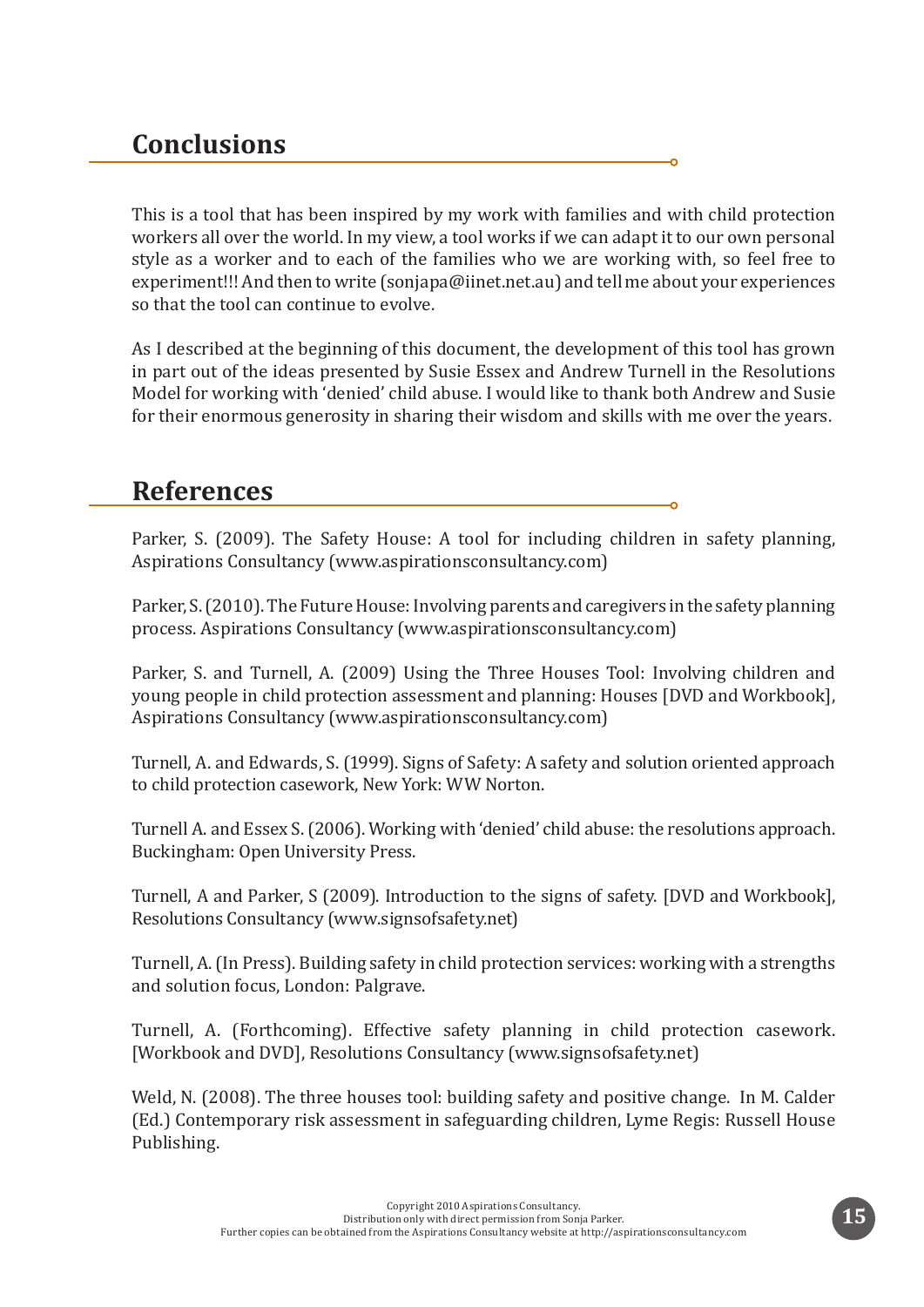## Conclusions

This is a tool that has been inspired by my work with families and with child protection workers all over the world. In my view, a tool works if we can adapt it to our own personal style as a worker and to each of the families who we are working with, so feel free to experiment!!! And then to write (sonjapa@iinet.net.au) and tell me about your experiences so that the tool can continue to evolve.

As I described at the beginning of this document, the development of this tool has grown in part out of the ideas presented by Susie Essex and Andrew Turnell in the Resolutions Model for working with 'denied' child abuse. I would like to thank both Andrew and Susie for their enormous generosity in sharing their wisdom and skills with me over the years.

## References

Parker, S. (2009). The Safety House: A tool for including children in safety planning, Aspirations Consultancy (www.aspirationsconsultancy.com)

Parker, S. (2010). The Future House: Involving parents and caregivers in the safety planning process. Aspirations Consultancy (www.aspirationsconsultancy.com)

Parker, S. and Turnell, A. (2009) Using the Three Houses Tool: Involving children and young people in child protection assessment and planning: Houses [DVD and Workbook], Aspirations Consultancy (www.aspirationsconsultancy.com)

Turnell, A. and Edwards, S. (1999). Signs of Safety: A safety and solution oriented approach to child protection casework, New York: WW Norton.

Turnell A. and Essex S. (2006). Working with 'denied' child abuse: the resolutions approach. Buckingham: Open University Press.

Turnell, A and Parker, S (2009). Introduction to the signs of safety. [DVD and Workbook], Resolutions Consultancy (www.signsofsafety.net)

Turnell, A. (In Press). Building safety in child protection services: working with a strengths and solution focus, London: Palgrave.

Turnell, A. (Forthcoming). Effective safety planning in child protection casework. [Workbook and DVD], Resolutions Consultancy (www.signsofsafety.net)

Weld, N. (2008). The three houses tool: building safety and positive change. In M. Calder (Ed.) Contemporary risk assessment in safeguarding children, Lyme Regis: Russell House Publishing.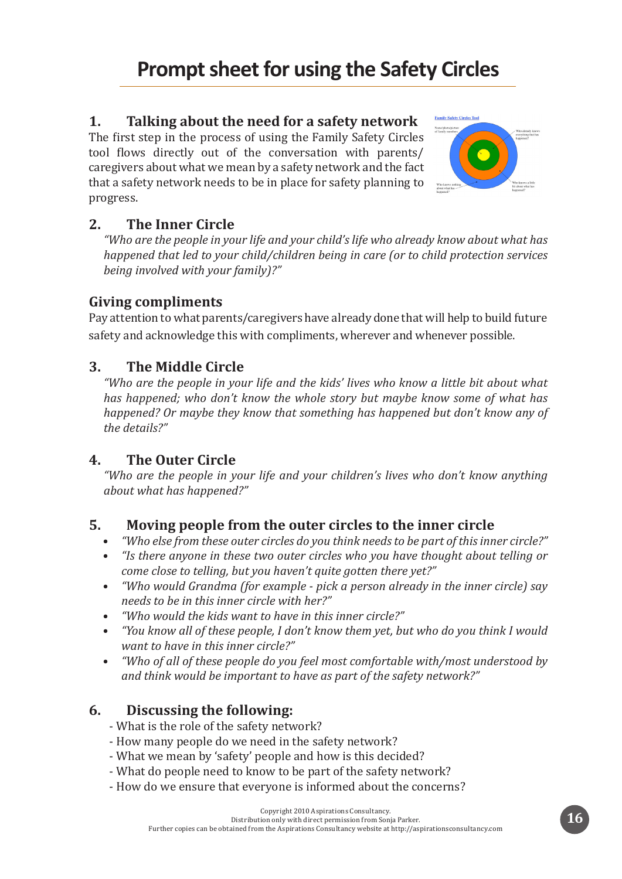# Prompt sheet for using the Safety Circles

## 1. Talking about the need for a safety network

The first step in the process of using the Family Safety Circles tool flows directly out of the conversation with parents/ caregivers about what we mean by a safety network and the fact that a safety network needs to be in place for safety planning to progress.

## 2. The Inner Circle

*"Who are the people in your life and your child's life who already know about what has happened that led to your child/children being in care (or to child protection services being involved with your family)?"*

## Giving compliments

Pay attention to what parents/caregivers have already done that will help to build future safety and acknowledge this with compliments, wherever and whenever possible.

## 3. The Middle Circle

*"Who are the people in your life and the kids' lives who know a little bit about what has happened; who don't know the whole story but maybe know some of what has happened? Or maybe they know that something has happened but don't know any of the details?"*

## 4. The Outer Circle

*"Who are the people in your life and your children's lives who don't know anything about what has happened?"*

## 5. Moving people from the outer circles to the inner circle

- *"Who else from these outer circles do you think needs to be part of this inner circle?"*
- *"Is there anyone in these two outer circles who you have thought about telling or come close to telling, but you haven't quite gotten there yet?"*
- *"Who would Grandma (for example - pick a person already in the inner circle) say needs to be in this inner circle with her?"*
- *"Who would the kids want to have in this inner circle?"*
- *"You know all of these people, I don't know them yet, but who do you think I would want to have in this inner circle?"*
- *"Who of all of these people do you feel most comfortable with/most understood by and think would be important to have as part of the safety network?"*

## 6. Discussing the following:

- What is the role of the safety network?
- How many people do we need in the safety network?
- What we mean by 'safety' people and how is this decided?
- What do people need to know to be part of the safety network?
- How do we ensure that everyone is informed about the concerns?

Copyright 2010 Aspirations Consultancy.
Distribution only with direct permission from Sonja Parker.
Further copies can be obtained from the Aspirations Consultancy website at http://aspirationsconsultancy.com